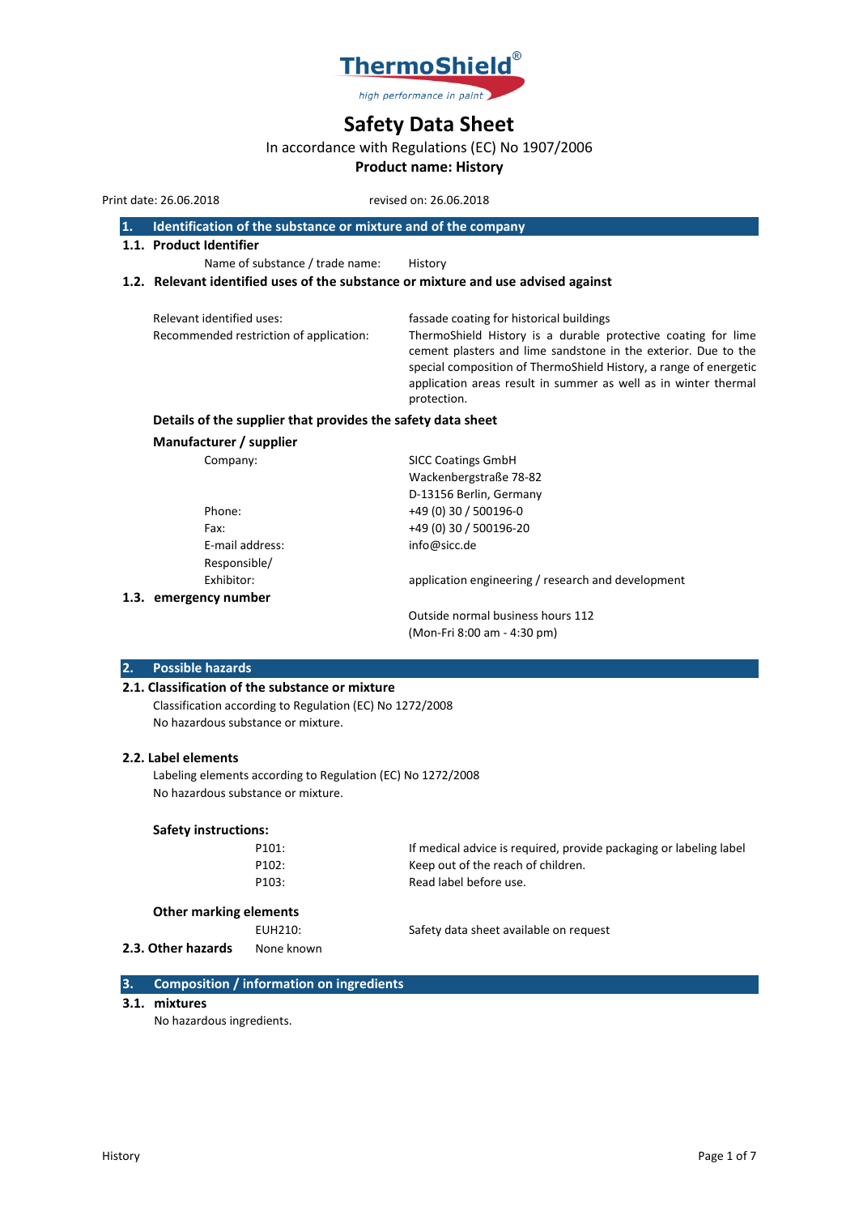ThermoShield®

*high performance in paint*

# Safety Data Sheet

In accordance with Regulations (EC) No 1907/2006

**Product name: History**

Print date: 26.06.2018 revised on: 26.06.2018

## 1. Identification of the substance or mixture and of the company

### 1.1. Product Identifier

Name of substance / trade name: History

### 1.2. Relevant identified uses of the substance or mixture and use advised against

Relevant identified uses: fassade coating for historical buildings

Recommended restriction of application: ThermoShield History is a durable protective coating for lime cement plasters and lime sandstone in the exterior. Due to the special composition of ThermoShield History, a range of energetic application areas result in summer as well as in winter thermal protection.

**Details of the supplier that provides the safety data sheet**

**Manufacturer / supplier**

Company: SICC Coatings GmbH
Wackenbergstraße 78-82
D-13156 Berlin, Germany

Phone: +49 (0) 30 / 500196-0

Fax: +49 (0) 30 / 500196-20

E-mail address: info@sicc.de

Responsible/
Exhibitor: application engineering / research and development

### 1.3. emergency number

Outside normal business hours 112
(Mon-Fri 8:00 am - 4:30 pm)

## 2. Possible hazards

### 2.1. Classification of the substance or mixture

Classification according to Regulation (EC) No 1272/2008
No hazardous substance or mixture.

### 2.2. Label elements

Labeling elements according to Regulation (EC) No 1272/2008
No hazardous substance or mixture.

**Safety instructions:**

P101: If medical advice is required, provide packaging or labeling label

P102: Keep out of the reach of children.

P103: Read label before use.

**Other marking elements**

EUH210: Safety data sheet available on request

### 2.3. Other hazards

None known

## 3. Composition / information on ingredients

### 3.1. mixtures

No hazardous ingredients.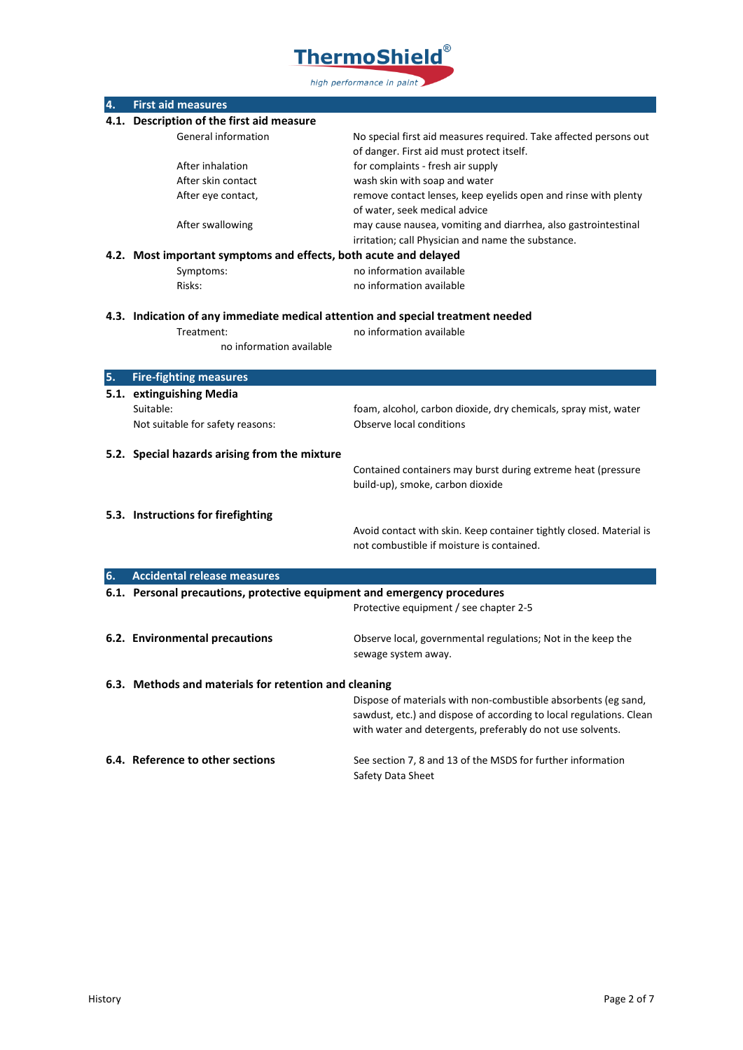## 4. First aid measures

### 4.1. Description of the first aid measure

| | |
|---|---|
| General information | No special first aid measures required. Take affected persons out of danger. First aid must protect itself. |
| After inhalation | for complaints - fresh air supply |
| After skin contact | wash skin with soap and water |
| After eye contact, | remove contact lenses, keep eyelids open and rinse with plenty of water, seek medical advice |
| After swallowing | may cause nausea, vomiting and diarrhea, also gastrointestinal irritation; call Physician and name the substance. |

### 4.2. Most important symptoms and effects, both acute and delayed

| | |
|---|---|
| Symptoms: | no information available |
| Risks: | no information available |

### 4.3. Indication of any immediate medical attention and special treatment needed

| | |
|---|---|
| Treatment: | no information available |

no information available

## 5. Fire-fighting measures

### 5.1. extinguishing Media

| | |
|---|---|
| Suitable: | foam, alcohol, carbon dioxide, dry chemicals, spray mist, water |
| Not suitable for safety reasons: | Observe local conditions |

### 5.2. Special hazards arising from the mixture

Contained containers may burst during extreme heat (pressure build-up), smoke, carbon dioxide

### 5.3. Instructions for firefighting

Avoid contact with skin. Keep container tightly closed. Material is not combustible if moisture is contained.

## 6. Accidental release measures

### 6.1. Personal precautions, protective equipment and emergency procedures

Protective equipment / see chapter 2-5

### 6.2. Environmental precautions

Observe local, governmental regulations; Not in the keep the sewage system away.

### 6.3. Methods and materials for retention and cleaning

Dispose of materials with non-combustible absorbents (eg sand, sawdust, etc.) and dispose of according to local regulations. Clean with water and detergents, preferably do not use solvents.

### 6.4. Reference to other sections

See section 7, 8 and 13 of the MSDS for further information Safety Data Sheet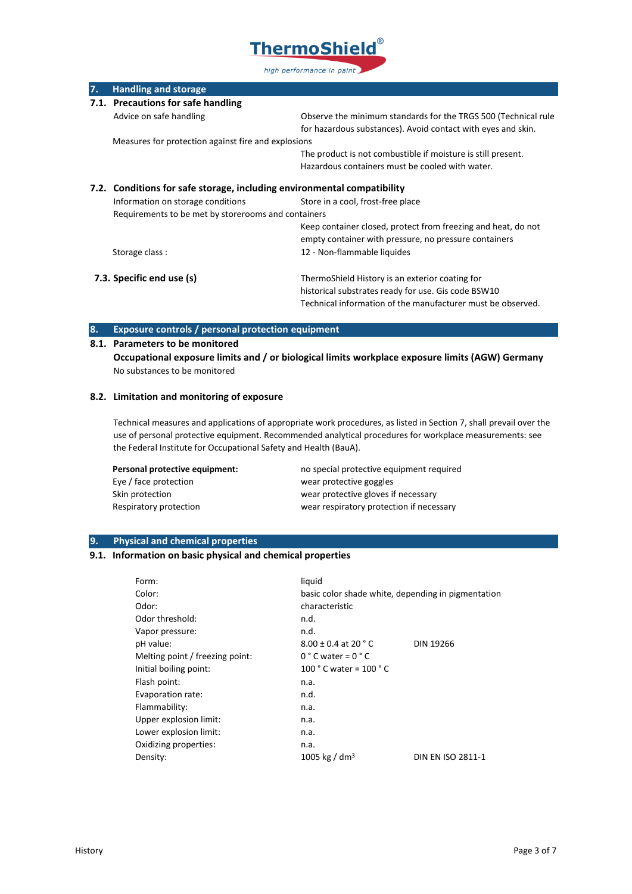## 7. Handling and storage

### 7.1. Precautions for safe handling

| | |
|---|---|
| Advice on safe handling | Observe the minimum standards for the TRGS 500 (Technical rule for hazardous substances). Avoid contact with eyes and skin. |
| Measures for protection against fire and explosions | The product is not combustible if moisture is still present. Hazardous containers must be cooled with water. |

### 7.2. Conditions for safe storage, including environmental compatibility

| | |
|---|---|
| Information on storage conditions | Store in a cool, frost-free place |
| Requirements to be met by storerooms and containers | Keep container closed, protect from freezing and heat, do not empty container with pressure, no pressure containers |
| Storage class : | 12 - Non-flammable liquides |

### 7.3. Specific end use (s)

ThermoShield History is an exterior coating for historical substrates ready for use. Gis code BSW10
Technical information of the manufacturer must be observed.

## 8. Exposure controls / personal protection equipment

### 8.1. Parameters to be monitored

**Occupational exposure limits and / or biological limits workplace exposure limits (AGW) Germany**

No substances to be monitored

### 8.2. Limitation and monitoring of exposure

Technical measures and applications of appropriate work procedures, as listed in Section 7, shall prevail over the use of personal protective equipment. Recommended analytical procedures for workplace measurements: see the Federal Institute for Occupational Safety and Health (BauA).

| | |
|---|---|
| **Personal protective equipment:** | no special protective equipment required |
| Eye / face protection | wear protective goggles |
| Skin protection | wear protective gloves if necessary |
| Respiratory protection | wear respiratory protection if necessary |

## 9. Physical and chemical properties

### 9.1. Information on basic physical and chemical properties

| | | |
|---|---|---|
| Form: | liquid | |
| Color: | basic color shade white, depending in pigmentation | |
| Odor: | characteristic | |
| Odor threshold: | n.d. | |
| Vapor pressure: | n.d. | |
| pH value: | 8.00 ± 0.4 at 20 ° C | DIN 19266 |
| Melting point / freezing point: | 0 ° C water = 0 ° C | |
| Initial boiling point: | 100 ° C water = 100 ° C | |
| Flash point: | n.a. | |
| Evaporation rate: | n.d. | |
| Flammability: | n.a. | |
| Upper explosion limit: | n.a. | |
| Lower explosion limit: | n.a. | |
| Oxidizing properties: | n.a. | |
| Density: | 1005 kg / $dm^3$ | DIN EN ISO 2811-1 |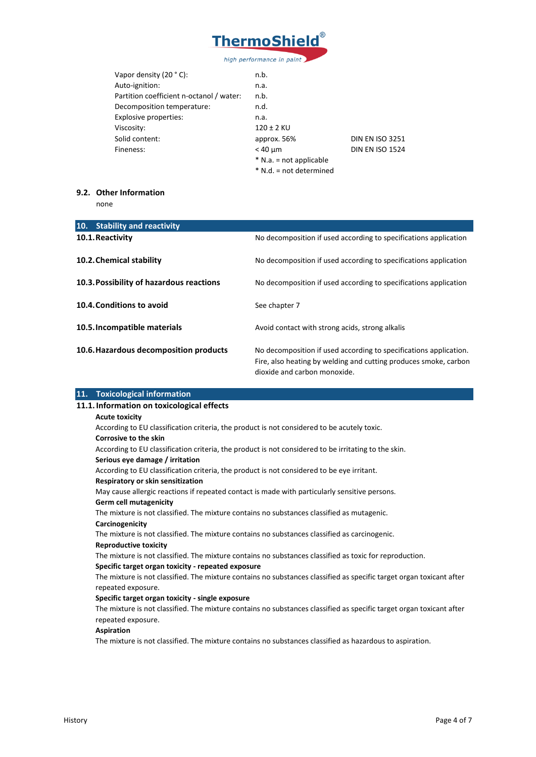| | | |
|---|---|---|
| Vapor density (20 ° C): | n.b. | |
| Auto-ignition: | n.a. | |
| Partition coefficient n-octanol / water: | n.b. | |
| Decomposition temperature: | n.d. | |
| Explosive properties: | n.a. | |
| Viscosity: | 120 ± 2 KU | |
| Solid content: | approx. 56% | DIN EN ISO 3251 |
| Fineness: | < 40 µm | DIN EN ISO 1524 |

* N.a. = not applicable
* N.d. = not determined

### 9.2. Other Information

none

## 10. Stability and reactivity

| | |
|---|---|
| **10.1. Reactivity** | No decomposition if used according to specifications application |
| **10.2. Chemical stability** | No decomposition if used according to specifications application |
| **10.3. Possibility of hazardous reactions** | No decomposition if used according to specifications application |
| **10.4. Conditions to avoid** | See chapter 7 |
| **10.5. Incompatible materials** | Avoid contact with strong acids, strong alkalis |
| **10.6. Hazardous decomposition products** | No decomposition if used according to specifications application. Fire, also heating by welding and cutting produces smoke, carbon dioxide and carbon monoxide. |

## 11. Toxicological information

### 11.1. Information on toxicological effects

**Acute toxicity**

According to EU classification criteria, the product is not considered to be acutely toxic.

**Corrosive to the skin**

According to EU classification criteria, the product is not considered to be irritating to the skin.

**Serious eye damage / irritation**

According to EU classification criteria, the product is not considered to be eye irritant.

**Respiratory or skin sensitization**

May cause allergic reactions if repeated contact is made with particularly sensitive persons.

**Germ cell mutagenicity**

The mixture is not classified. The mixture contains no substances classified as mutagenic.

**Carcinogenicity**

The mixture is not classified. The mixture contains no substances classified as carcinogenic.

**Reproductive toxicity**

The mixture is not classified. The mixture contains no substances classified as toxic for reproduction.

**Specific target organ toxicity - repeated exposure**

The mixture is not classified. The mixture contains no substances classified as specific target organ toxicant after repeated exposure.

**Specific target organ toxicity - single exposure**

The mixture is not classified. The mixture contains no substances classified as specific target organ toxicant after repeated exposure.

**Aspiration**

The mixture is not classified. The mixture contains no substances classified as hazardous to aspiration.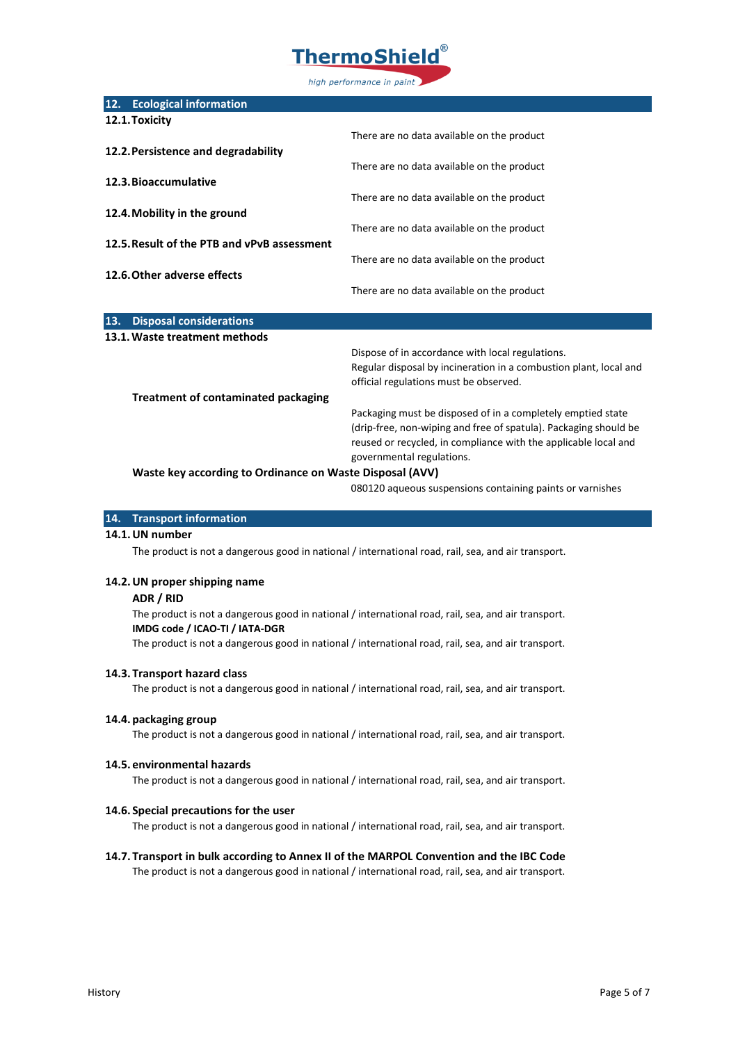## 12. Ecological information

### 12.1. Toxicity

There are no data available on the product

### 12.2. Persistence and degradability

There are no data available on the product

### 12.3. Bioaccumulative

There are no data available on the product

### 12.4. Mobility in the ground

There are no data available on the product

### 12.5. Result of the PTB and vPvB assessment

There are no data available on the product

### 12.6. Other adverse effects

There are no data available on the product

## 13. Disposal considerations

### 13.1. Waste treatment methods

Dispose of in accordance with local regulations.
Regular disposal by incineration in a combustion plant, local and official regulations must be observed.

**Treatment of contaminated packaging**

Packaging must be disposed of in a completely emptied state (drip-free, non-wiping and free of spatula). Packaging should be reused or recycled, in compliance with the applicable local and governmental regulations.

**Waste key according to Ordinance on Waste Disposal (AVV)**

080120 aqueous suspensions containing paints or varnishes

## 14. Transport information

### 14.1. UN number

The product is not a dangerous good in national / international road, rail, sea, and air transport.

### 14.2. UN proper shipping name

**ADR / RID**

The product is not a dangerous good in national / international road, rail, sea, and air transport.

**IMDG code / ICAO-TI / IATA-DGR**

The product is not a dangerous good in national / international road, rail, sea, and air transport.

### 14.3. Transport hazard class

The product is not a dangerous good in national / international road, rail, sea, and air transport.

### 14.4. packaging group

The product is not a dangerous good in national / international road, rail, sea, and air transport.

### 14.5. environmental hazards

The product is not a dangerous good in national / international road, rail, sea, and air transport.

### 14.6. Special precautions for the user

The product is not a dangerous good in national / international road, rail, sea, and air transport.

### 14.7. Transport in bulk according to Annex II of the MARPOL Convention and the IBC Code

The product is not a dangerous good in national / international road, rail, sea, and air transport.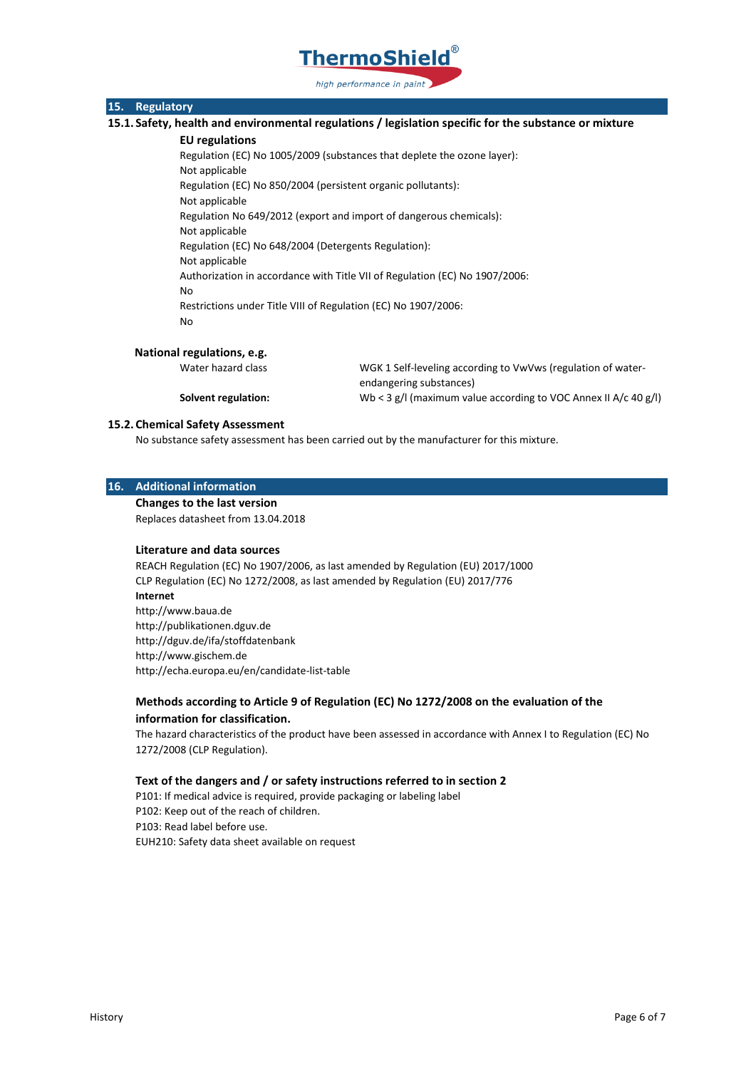## 15. Regulatory

### 15.1. Safety, health and environmental regulations / legislation specific for the substance or mixture

**EU regulations**

Regulation (EC) No 1005/2009 (substances that deplete the ozone layer):
Not applicable

Regulation (EC) No 850/2004 (persistent organic pollutants):
Not applicable

Regulation No 649/2012 (export and import of dangerous chemicals):
Not applicable

Regulation (EC) No 648/2004 (Detergents Regulation):
Not applicable

Authorization in accordance with Title VII of Regulation (EC) No 1907/2006:
No

Restrictions under Title VIII of Regulation (EC) No 1907/2006:
No

**National regulations, e.g.**

| | |
|---|---|
| Water hazard class | WGK 1 Self-leveling according to VwVws (regulation of water-endangering substances) |
| **Solvent regulation:** | Wb < 3 g/l (maximum value according to VOC Annex II A/c 40 g/l) |

### 15.2. Chemical Safety Assessment

No substance safety assessment has been carried out by the manufacturer for this mixture.

## 16. Additional information

**Changes to the last version**

Replaces datasheet from 13.04.2018

**Literature and data sources**

REACH Regulation (EC) No 1907/2006, as last amended by Regulation (EU) 2017/1000
CLP Regulation (EC) No 1272/2008, as last amended by Regulation (EU) 2017/776

**Internet**

http://www.baua.de
http://publikationen.dguv.de
http://dguv.de/ifa/stoffdatenbank
http://www.gischem.de
http://echa.europa.eu/en/candidate-list-table

**Methods according to Article 9 of Regulation (EC) No 1272/2008 on the evaluation of the information for classification.**

The hazard characteristics of the product have been assessed in accordance with Annex I to Regulation (EC) No 1272/2008 (CLP Regulation).

**Text of the dangers and / or safety instructions referred to in section 2**

P101: If medical advice is required, provide packaging or labeling label
P102: Keep out of the reach of children.
P103: Read label before use.
EUH210: Safety data sheet available on request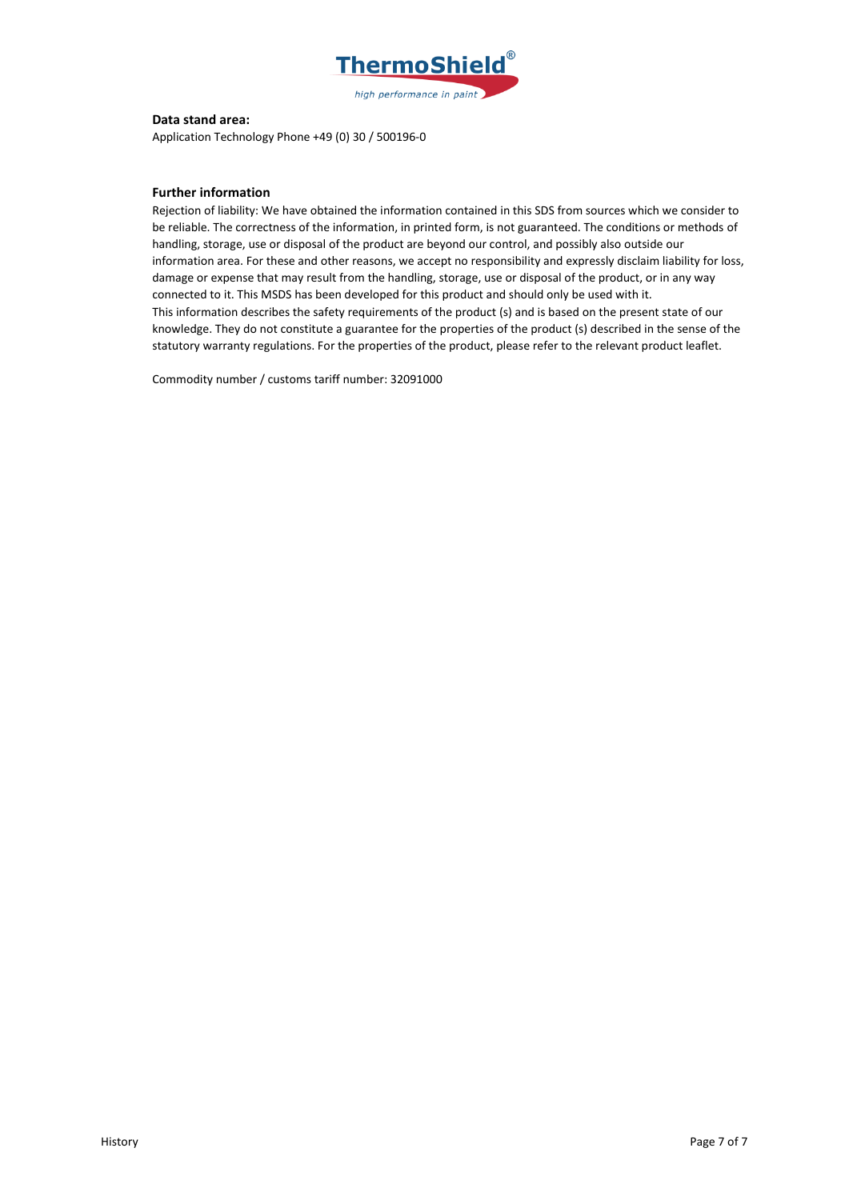**Data stand area:**

Application Technology Phone +49 (0) 30 / 500196-0

**Further information**

Rejection of liability: We have obtained the information contained in this SDS from sources which we consider to be reliable. The correctness of the information, in printed form, is not guaranteed. The conditions or methods of handling, storage, use or disposal of the product are beyond our control, and possibly also outside our information area. For these and other reasons, we accept no responsibility and expressly disclaim liability for loss, damage or expense that may result from the handling, storage, use or disposal of the product, or in any way connected to it. This MSDS has been developed for this product and should only be used with it.
This information describes the safety requirements of the product (s) and is based on the present state of our knowledge. They do not constitute a guarantee for the properties of the product (s) described in the sense of the statutory warranty regulations. For the properties of the product, please refer to the relevant product leaflet.

Commodity number / customs tariff number: 32091000